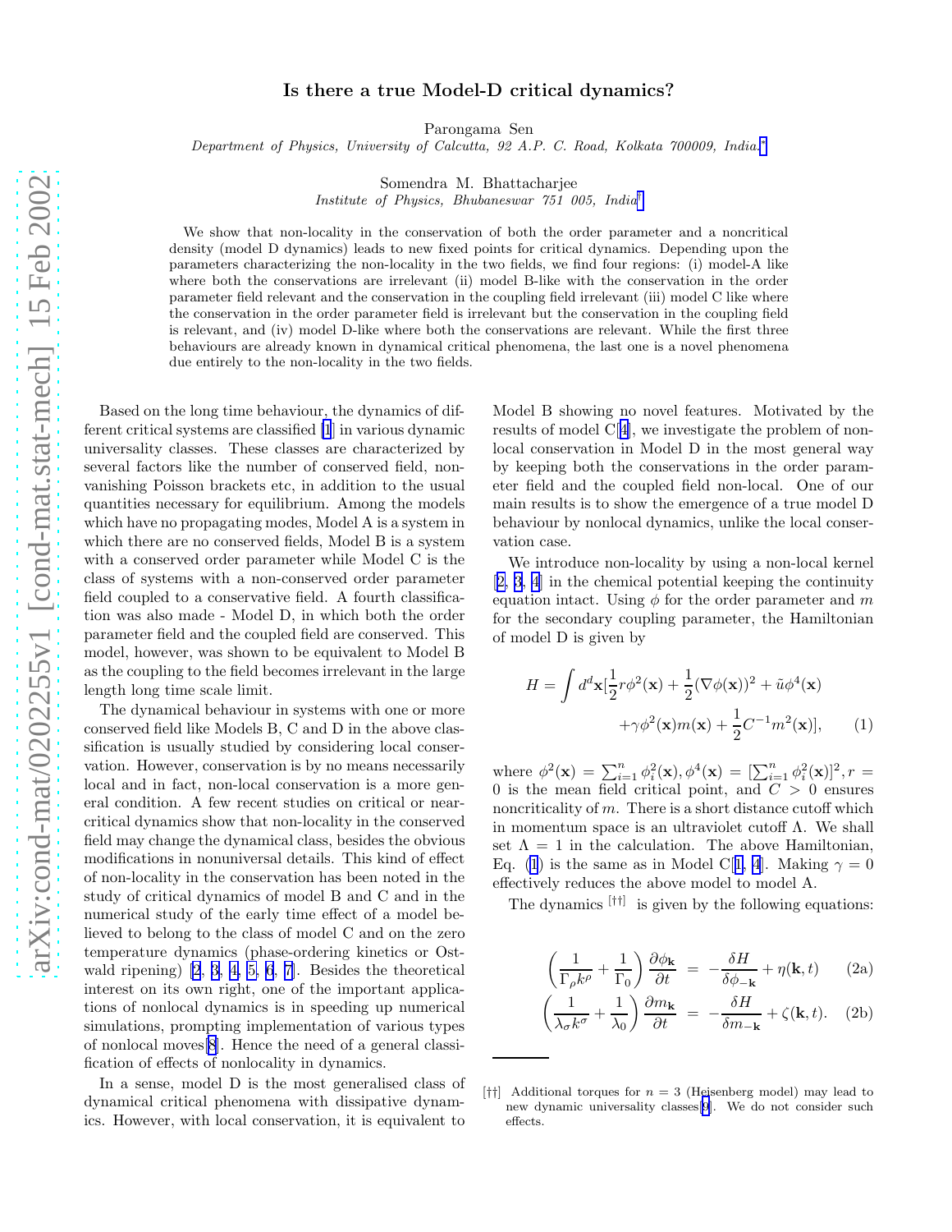# Is there a true Model-D critical dynamics?

Parongama Sen

*Department of Physics, University of Calcutta, 92 A.P. C. Road, Kolkata 700009, India.*[*]

Somendra M. Bhattacharjee

*Institute of Physics, Bhubaneswar 751 005, India*[†]

We show that non-locality in the conservation of both the order parameter and a noncritical density (model D dynamics) leads to new fixed points for critical dynamics. Depending upon the parameters characterizing the non-locality in the two fields, we find four regions: (i) model-A like where both the conservations are irrelevant (ii) model B-like with the conservation in the order parameter field relevant and the conservation in the coupling field irrelevant (iii) model C like where the conservation in the order parameter field is irrelevant but the conservation in the coupling field is relevant, and (iv) model D-like where both the conservations are relevant. While the first three behaviours are already known in dynamical critical phenomena, the last one is a novel phenomena due entirely to the non-locality in the two fields.

Based on the long time behaviour, the dynamics of different critical systems are classified [1] in various dynamic universality classes. These classes are characterized by several factors like the number of conserved field, non-vanishing Poisson brackets etc, in addition to the usual quantities necessary for equilibrium. Among the models which have no propagating modes, Model A is a system in which there are no conserved fields, Model B is a system with a conserved order parameter while Model C is the class of systems with a non-conserved order parameter field coupled to a conservative field. A fourth classification was also made - Model D, in which both the order parameter field and the coupled field are conserved. This model, however, was shown to be equivalent to Model B as the coupling to the field becomes irrelevant in the large length long time scale limit.

The dynamical behaviour in systems with one or more conserved field like Models B, C and D in the above classification is usually studied by considering local conservation. However, conservation is by no means necessarily local and in fact, non-local conservation is a more general condition. A few recent studies on critical or near-critical dynamics show that non-locality in the conserved field may change the dynamical class, besides the obvious modifications in nonuniversal details. This kind of effect of non-locality in the conservation has been noted in the study of critical dynamics of model B and C and in the numerical study of the early time effect of a model believed to belong to the class of model C and on the zero temperature dynamics (phase-ordering kinetics or Ostwald ripening) [2, 3, 4, 5, 6, 7]. Besides the theoretical interest on its own right, one of the important applications of nonlocal dynamics is in speeding up numerical simulations, prompting implementation of various types of nonlocal moves[8]. Hence the need of a general classification of effects of nonlocality in dynamics.

In a sense, model D is the most generalised class of dynamical critical phenomena with dissipative dynamics. However, with local conservation, it is equivalent to Model B showing no novel features. Motivated by the results of model C[4], we investigate the problem of nonlocal conservation in Model D in the most general way by keeping both the conservations in the order parameter field and the coupled field non-local. One of our main results is to show the emergence of a true model D behaviour by nonlocal dynamics, unlike the local conservation case.

We introduce non-locality by using a non-local kernel [2, 3, 4] in the chemical potential keeping the continuity equation intact. Using $\phi$ for the order parameter and $m$ for the secondary coupling parameter, the Hamiltonian of model D is given by

$$H = \int d^d\mathbf{x}[\frac{1}{2}r\phi^2(\mathbf{x}) + \frac{1}{2}(\nabla\phi(\mathbf{x}))^2 + \tilde{u}\phi^4(\mathbf{x}) + \gamma\phi^2(\mathbf{x})m(\mathbf{x}) + \frac{1}{2}C^{-1}m^2(\mathbf{x})], \tag{1}$$

where $\phi^2(\mathbf{x}) = \sum_{i=1}^n \phi_i^2(\mathbf{x}), \phi^4(\mathbf{x}) = [\sum_{i=1}^n \phi_i^2(\mathbf{x})]^2, r = 0$ is the mean field critical point, and $C > 0$ ensures noncriticality of $m$. There is a short distance cutoff which in momentum space is an ultraviolet cutoff $\Lambda$. We shall set $\Lambda = 1$ in the calculation. The above Hamiltonian, Eq. (1) is the same as in Model C[1, 4]. Making $\gamma = 0$ effectively reduces the above model to model A.

The dynamics [††] is given by the following equations:

$$\left(\frac{1}{\Gamma_\rho k^\rho} + \frac{1}{\Gamma_0}\right)\frac{\partial\phi_\mathbf{k}}{\partial t} = -\frac{\delta H}{\delta\phi_{-\mathbf{k}}} + \eta(\mathbf{k}, t) \tag{2a}$$

$$\left(\frac{1}{\lambda_\sigma k^\sigma} + \frac{1}{\lambda_0}\right)\frac{\partial m_\mathbf{k}}{\partial t} = -\frac{\delta H}{\delta m_{-\mathbf{k}}} + \zeta(\mathbf{k}, t). \tag{2b}$$

[††] Additional torques for $n = 3$ (Heisenberg model) may lead to new dynamic universality classes[9]. We do not consider such effects.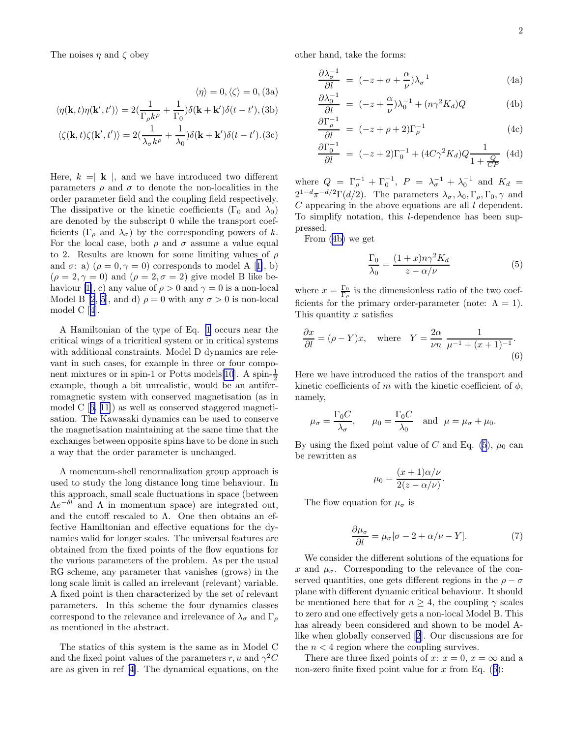The noises $\eta$ and $\zeta$ obey

$$\langle\eta\rangle = 0, \langle\zeta\rangle = 0, \quad (3a)$$

$$\langle\eta(\mathbf{k},t)\eta(\mathbf{k}',t')\rangle = 2(\frac{1}{\Gamma_\rho k^\rho} + \frac{1}{\Gamma_0})\delta(\mathbf{k}+\mathbf{k}')\delta(t-t'), \quad (3b)$$

$$\langle\zeta(\mathbf{k},t)\zeta(\mathbf{k}',t')\rangle = 2(\frac{1}{\lambda_\sigma k^\rho} + \frac{1}{\lambda_0})\delta(\mathbf{k}+\mathbf{k}')\delta(t-t'). \quad (3c)$$

Here, $k = \mid \mathbf{k} \mid$, and we have introduced two different parameters $\rho$ and $\sigma$ to denote the non-localities in the order parameter field and the coupling field respectively. The dissipative or the kinetic coefficients ($\Gamma_0$ and $\lambda_0$) are denoted by the subscript 0 while the transport coefficients ($\Gamma_\rho$ and $\lambda_\sigma$) by the corresponding powers of $k$. For the local case, both $\rho$ and $\sigma$ assume a value equal to 2. Results are known for some limiting values of $\rho$ and $\sigma$: a) ($\rho = 0, \gamma = 0$) corresponds to model A [1], b) ($\rho = 2, \gamma = 0$) and ($\rho = 2, \sigma = 2$) give model B like behaviour [1], c) any value of $\rho > 0$ and $\gamma = 0$ is a non-local Model B [2, 5], and d) $\rho = 0$ with any $\sigma > 0$ is non-local model C [4].

A Hamiltonian of the type of Eq. 1 occurs near the critical wings of a tricritical system or in critical systems with additional constraints. Model D dynamics are relevant in such cases, for example in three or four component mixtures or in spin-1 or Potts models[10]. A spin-$\frac{1}{2}$ example, though a bit unrealistic, would be an antiferromagnetic system with conserved magnetisation (as in model C [6, 11]) as well as conserved staggered magnetisation. The Kawasaki dynamics can be used to conserve the magnetisation maintaining at the same time that the exchanges between opposite spins have to be done in such a way that the order parameter is unchanged.

A momentum-shell renormalization group approach is used to study the long distance long time behaviour. In this approach, small scale fluctuations in space (between $\Lambda e^{-\delta l}$ and $\Lambda$ in momentum space) are integrated out, and the cutoff rescaled to $\Lambda$. One then obtains an effective Hamiltonian and effective equations for the dynamics valid for longer scales. The universal features are obtained from the fixed points of the flow equations for the various parameters of the problem. As per the usual RG scheme, any parameter that vanishes (grows) in the long scale limit is called an irrelevant (relevant) variable. A fixed point is then characterized by the set of relevant parameters. In this scheme the four dynamics classes correspond to the relevance and irrelevance of $\lambda_\sigma$ and $\Gamma_\rho$ as mentioned in the abstract.

The statics of this system is the same as in Model C and the fixed point values of the parameters $r, u$ and $\gamma^2 C$ are as given in ref [4]. The dynamical equations, on the other hand, take the forms:

$$\frac{\partial\lambda_\sigma^{-1}}{\partial l} = (-z + \sigma + \frac{\alpha}{\nu})\lambda_\sigma^{-1} \quad (4a)$$

$$\frac{\partial\lambda_0^{-1}}{\partial l} = (-z + \frac{\alpha}{\nu})\lambda_0^{-1} + (n\gamma^2 K_d)Q \quad (4b)$$

$$\frac{\partial\Gamma_\rho^{-1}}{\partial l} = (-z + \rho + 2)\Gamma_\rho^{-1} \quad (4c)$$

$$\frac{\partial\Gamma_0^{-1}}{\partial l} = (-z + 2)\Gamma_0^{-1} + (4C\gamma^2 K_d)Q\frac{1}{1+\frac{Q}{CP}} \quad (4d)$$

where $Q = \Gamma_\rho^{-1} + \Gamma_0^{-1}$, $P = \lambda_\sigma^{-1} + \lambda_0^{-1}$ and $K_d = 2^{1-d}\pi^{-d/2}\Gamma(d/2)$. The parameters $\lambda_\sigma, \lambda_0, \Gamma_\rho, \Gamma_0, \gamma$ and $C$ appearing in the above equations are all $l$ dependent. To simplify notation, this $l$-dependence has been suppressed.

From (4b) we get

$$\frac{\Gamma_0}{\lambda_0} = \frac{(1+x)n\gamma^2 K_d}{z - \alpha/\nu} \quad (5)$$

where $x = \frac{\Gamma_0}{\Gamma_\rho}$ is the dimensionless ratio of the two coefficients for the primary order-parameter (note: $\Lambda = 1$). This quantity $x$ satisfies

$$\frac{\partial x}{\partial l} = (\rho - Y)x, \quad \text{where} \quad Y = \frac{2\alpha}{\nu n}\,\frac{1}{\mu^{-1} + (x+1)^{-1}}. \quad (6)$$

Here we have introduced the ratios of the transport and kinetic coefficients of $m$ with the kinetic coefficient of $\phi$, namely,

$$\mu_\sigma = \frac{\Gamma_0 C}{\lambda_\sigma}, \qquad \mu_0 = \frac{\Gamma_0 C}{\lambda_0} \quad \text{and} \quad \mu = \mu_\sigma + \mu_0.$$

By using the fixed point value of $C$ and Eq. (5), $\mu_0$ can be rewritten as

$$\mu_0 = \frac{(x+1)\alpha/\nu}{2(z - \alpha/\nu)}.$$

The flow equation for $\mu_\sigma$ is

$$\frac{\partial\mu_\sigma}{\partial l} = \mu_\sigma[\sigma - 2 + \alpha/\nu - Y]. \quad (7)$$

We consider the different solutions of the equations for $x$ and $\mu_\sigma$. Corresponding to the relevance of the conserved quantities, one gets different regions in the $\rho - \sigma$ plane with different dynamic critical behaviour. It should be mentioned here that for $n \geq 4$, the coupling $\gamma$ scales to zero and one effectively gets a non-local Model B. This has already been considered and shown to be model A-like when globally conserved [2]. Our discussions are for the $n < 4$ region where the coupling survives.

There are three fixed points of $x$: $x = 0$, $x = \infty$ and a non-zero finite fixed point value for $x$ from Eq. (6):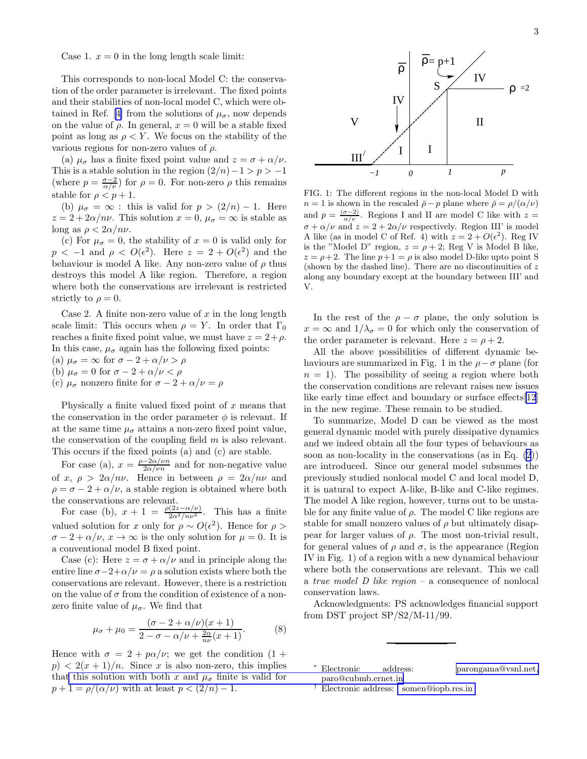Case 1. $x = 0$ in the long length scale limit:

This corresponds to non-local Model C: the conservation of the order parameter is irrelevant. The fixed points and their stabilities of non-local model C, which were obtained in Ref. [4] from the solutions of $\mu_\sigma$, now depends on the value of $\rho$. In general, $x = 0$ will be a stable fixed point as long as $\rho < Y$. We focus on the stability of the various regions for non-zero values of $\rho$.

(a) $\mu_\sigma$ has a finite fixed point value and $z = \sigma + \alpha/\nu$. This is a stable solution in the region $(2/n) - 1 > p > -1$ (where $p = \frac{\sigma - 2}{\alpha/\nu}$) for $\rho = 0$. For non-zero $\rho$ this remains stable for $\rho < p + 1$.

(b) $\mu_\sigma = \infty$ : this is valid for $p > (2/n) - 1$. Here $z = 2 + 2\alpha/n\nu$. This solution $x = 0$, $\mu_\sigma = \infty$ is stable as long as $\rho < 2\alpha/n\nu$.

(c) For $\mu_\sigma = 0$, the stability of $x = 0$ is valid only for $p < -1$ and $\rho < O(\epsilon^2)$. Here $z = 2 + O(\epsilon^2)$ and the behaviour is model A like. Any non-zero value of $\rho$ thus destroys this model A like region. Therefore, a region where both the conservations are irrelevant is restricted strictly to $\rho = 0$.

Case 2. A finite non-zero value of $x$ in the long length scale limit: This occurs when $\rho = Y$. In order that $\Gamma_0$ reaches a finite fixed point value, we must have $z = 2 + \rho$. In this case, $\mu_\sigma$ again has the following fixed points:
(a) $\mu_\sigma = \infty$ for $\sigma - 2 + \alpha/\nu > \rho$
(b) $\mu_\sigma = 0$ for $\sigma - 2 + \alpha/\nu < \rho$
(c) $\mu_\sigma$ nonzero finite for $\sigma - 2 + \alpha/\nu = \rho$

Physically a finite valued fixed point of $x$ means that the conservation in the order parameter $\phi$ is relevant. If at the same time $\mu_\sigma$ attains a non-zero fixed point value, the conservation of the coupling field $m$ is also relevant. This occurs if the fixed points (a) and (c) are stable.

For case (a), $x = \frac{\rho - 2\alpha/\nu n}{2\alpha/\nu n}$ and for non-negative value of $x$, $\rho > 2\alpha/n\nu$. Hence in between $\rho = 2\alpha/n\nu$ and $\rho = \sigma - 2 + \alpha/\nu$, a stable region is obtained where both the conservations are relevant.

For case (b), $x + 1 = \frac{\rho(2z - \alpha/\nu)}{2\alpha^2/n\nu^2}$. This has a finite valued solution for $x$ only for $\rho \sim O(\epsilon^2)$. Hence for $\rho > \sigma - 2 + \alpha/\nu$, $x \to \infty$ is the only solution for $\mu = 0$. It is a conventional model B fixed point.

Case (c): Here $z = \sigma + \alpha/\nu$ and in principle along the entire line $\sigma - 2 + \alpha/\nu = \rho$ a solution exists where both the conservations are relevant. However, there is a restriction on the value of $\sigma$ from the condition of existence of a nonzero finite value of $\mu_\sigma$. We find that

$$\mu_\sigma + \mu_0 = \frac{(\sigma - 2 + \alpha/\nu)(x + 1)}{2 - \sigma - \alpha/\nu + \frac{2\alpha}{n\nu}(x + 1)}. \qquad (8)$$

Hence with $\sigma = 2 + p\alpha/\nu$; we get the condition $(1 + p) < 2(x + 1)/n$. Since $x$ is also non-zero, this implies that this solution with both $x$ and $\mu_\sigma$ finite is valid for $p + 1 = \rho/(\alpha/\nu)$ with at least $p < (2/n) - 1$.

FIG. 1: The different regions in the non-local Model D with $n = 1$ is shown in the rescaled $\bar{\rho} - p$ plane where $\bar{\rho} = \rho/(\alpha/\nu)$ and $p = \frac{(\sigma - 2)}{\alpha/\nu}$. Regions I and II are model C like with $z = \sigma + \alpha/\nu$ and $z = 2 + 2\alpha/\nu$ respectively. Region III' is model A like (as in model C of Ref. 4) with $z = 2 + O(\epsilon^2)$. Reg IV is the "Model D" region, $z = \rho + 2$; Reg V is Model B like, $z = \rho + 2$. The line $p + 1 = \rho$ is also model D-like upto point S (shown by the dashed line). There are no discontinuities of $z$ along any boundary except at the boundary between III' and V.

In the rest of the $\rho - \sigma$ plane, the only solution is $x = \infty$ and $1/\lambda_\sigma = 0$ for which only the conservation of the order parameter is relevant. Here $z = \rho + 2$.

All the above possibilities of different dynamic behaviours are summarized in Fig. 1 in the $\rho - \sigma$ plane (for $n = 1$). The possibility of seeing a region where both the conservation conditions are relevant raises new issues like early time effect and boundary or surface effects[12] in the new regime. These remain to be studied.

To summarize, Model D can be viewed as the most general dynamic model with purely dissipative dynamics and we indeed obtain all the four types of behaviours as soon as non-locality in the conservations (as in Eq. (2)) are introduced. Since our general model subsumes the previously studied nonlocal model C and local model D, it is natural to expect A-like, B-like and C-like regimes. The model A like region, however, turns out to be unstable for any finite value of $\rho$. The model C like regions are stable for small nonzero values of $\rho$ but ultimately disappear for larger values of $\rho$. The most non-trivial result, for general values of $\rho$ and $\sigma$, is the appearance (Region IV in Fig. 1) of a region with a new dynamical behaviour where both the conservations are relevant. This we call a *true model D like region* – a consequence of nonlocal conservation laws.

Acknowledgments: PS acknowledges financial support from DST project SP/S2/M-11/99.

---

[*] Electronic address: parongama@vsnl.net, paro@cubmb.ernet.in

[†] Electronic address: somen@iopb.res.in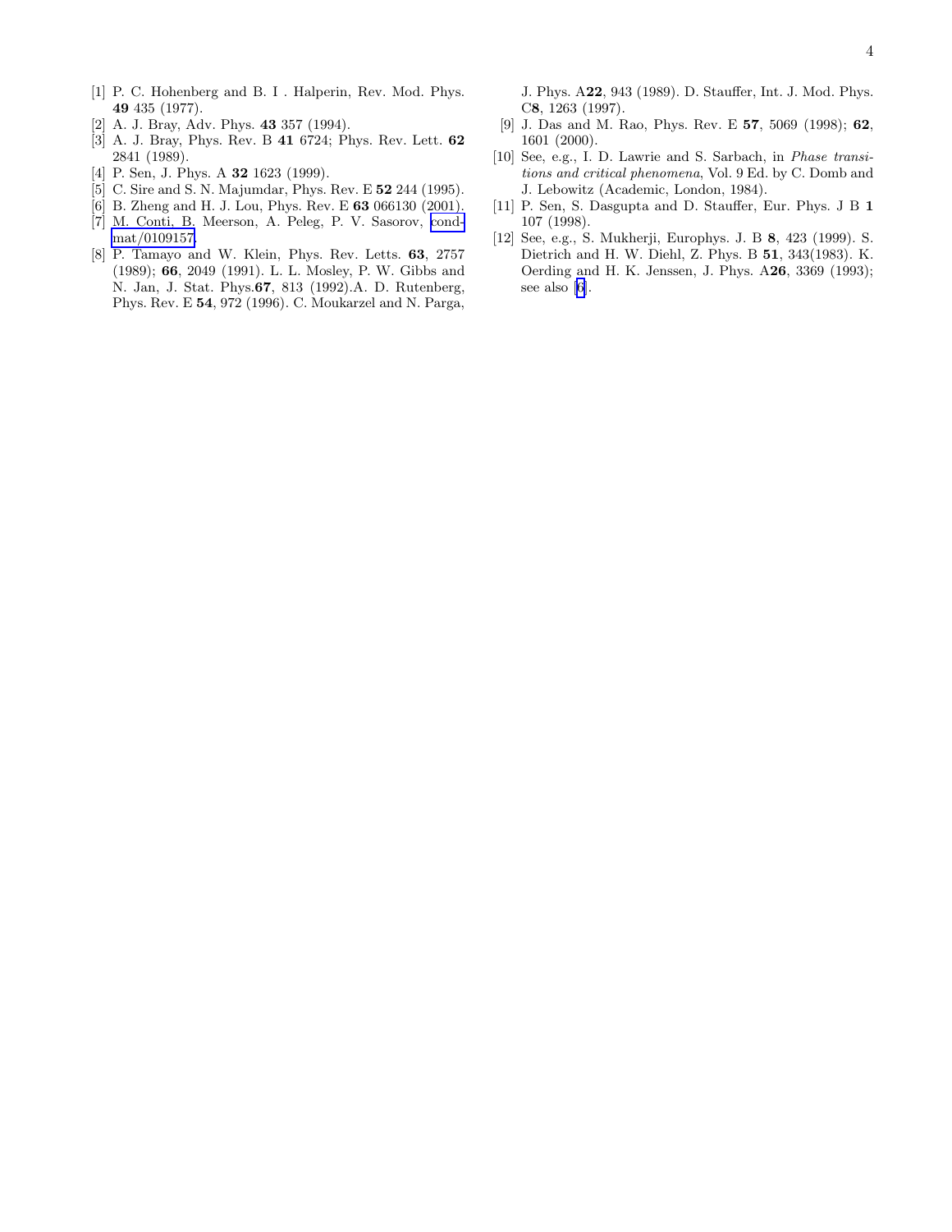[1] P. C. Hohenberg and B. I . Halperin, Rev. Mod. Phys. **49** 435 (1977).

[2] A. J. Bray, Adv. Phys. **43** 357 (1994).

[3] A. J. Bray, Phys. Rev. B **41** 6724; Phys. Rev. Lett. **62** 2841 (1989).

[4] P. Sen, J. Phys. A **32** 1623 (1999).

[5] C. Sire and S. N. Majumdar, Phys. Rev. E **52** 244 (1995).

[6] B. Zheng and H. J. Lou, Phys. Rev. E **63** 066130 (2001).

[7] M. Conti, B. Meerson, A. Peleg, P. V. Sasorov, cond-mat/0109157.

[8] P. Tamayo and W. Klein, Phys. Rev. Letts. **63**, 2757 (1989); **66**, 2049 (1991). L. L. Mosley, P. W. Gibbs and N. Jan, J. Stat. Phys.**67**, 813 (1992).A. D. Rutenberg, Phys. Rev. E **54**, 972 (1996). C. Moukarzel and N. Parga, J. Phys. A**22**, 943 (1989). D. Stauffer, Int. J. Mod. Phys. C**8**, 1263 (1997).

[9] J. Das and M. Rao, Phys. Rev. E **57**, 5069 (1998); **62**, 1601 (2000).

[10] See, e.g., I. D. Lawrie and S. Sarbach, in *Phase transitions and critical phenomena*, Vol. 9 Ed. by C. Domb and J. Lebowitz (Academic, London, 1984).

[11] P. Sen, S. Dasgupta and D. Stauffer, Eur. Phys. J B **1** 107 (1998).

[12] See, e.g., S. Mukherji, Europhys. J. B **8**, 423 (1999). S. Dietrich and H. W. Diehl, Z. Phys. B **51**, 343(1983). K. Oerding and H. K. Jenssen, J. Phys. A**26**, 3369 (1993); see also [6].